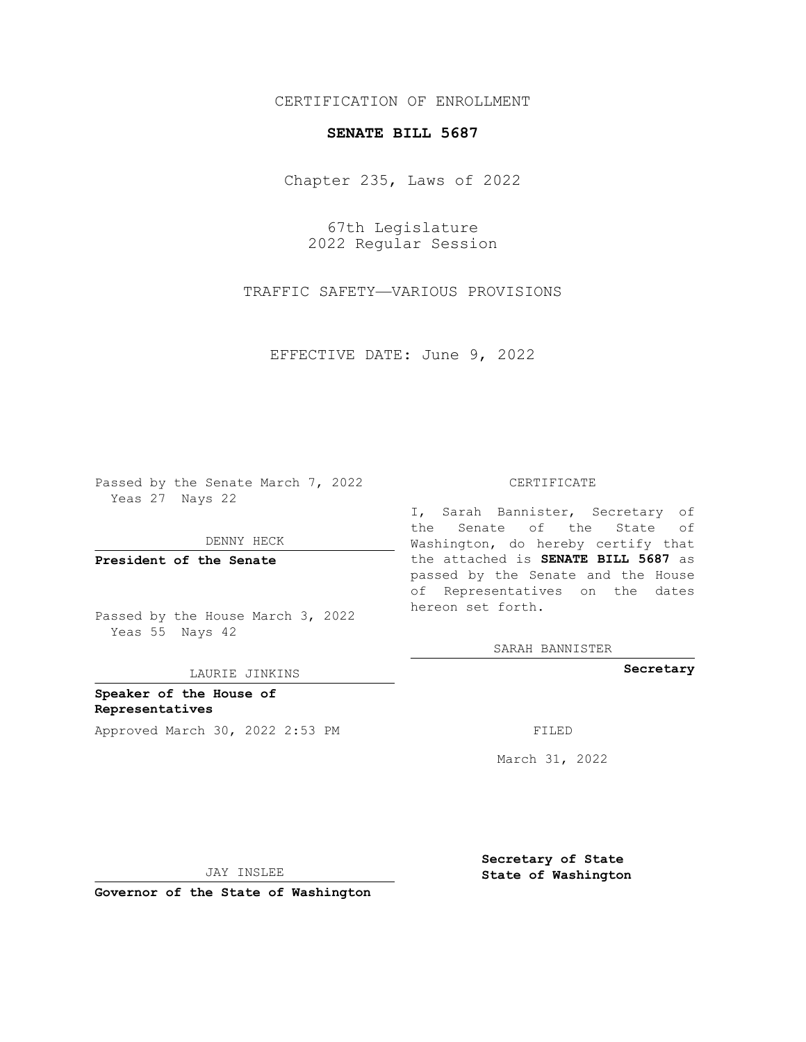CERTIFICATION OF ENROLLMENT

**SENATE BILL 5687**

Chapter 235, Laws of 2022

67th Legislature
2022 Regular Session

TRAFFIC SAFETY—VARIOUS PROVISIONS

EFFECTIVE DATE: June 9, 2022

Passed by the Senate March 7, 2022
Yeas 27 Nays 22

DENNY HECK

**President of the Senate**

Passed by the House March 3, 2022
Yeas 55 Nays 42

LAURIE JINKINS

**Speaker of the House of Representatives**

Approved March 30, 2022 2:53 PM

JAY INSLEE

**Governor of the State of Washington**

CERTIFICATE

I, Sarah Bannister, Secretary of the Senate of the State of Washington, do hereby certify that the attached is **SENATE BILL 5687** as passed by the Senate and the House of Representatives on the dates hereon set forth.

SARAH BANNISTER

**Secretary**

FILED

March 31, 2022

**Secretary of State**
**State of Washington**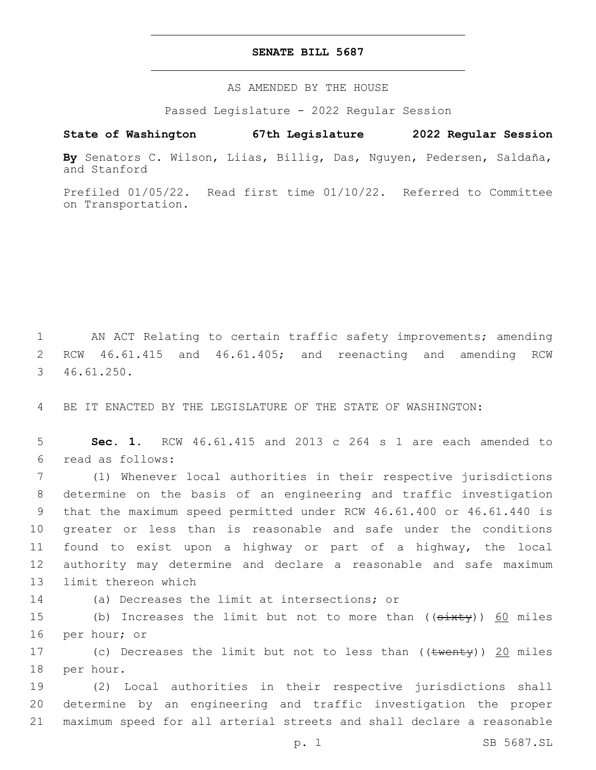# SENATE BILL 5687

AS AMENDED BY THE HOUSE

Passed Legislature - 2022 Regular Session

**State of Washington 67th Legislature 2022 Regular Session**

**By** Senators C. Wilson, Liias, Billig, Das, Nguyen, Pedersen, Saldaña, and Stanford

Prefiled 01/05/22. Read first time 01/10/22. Referred to Committee on Transportation.

AN ACT Relating to certain traffic safety improvements; amending RCW 46.61.415 and 46.61.405; and reenacting and amending RCW 46.61.250.

BE IT ENACTED BY THE LEGISLATURE OF THE STATE OF WASHINGTON:

**Sec. 1.** RCW 46.61.415 and 2013 c 264 s 1 are each amended to read as follows:

(1) Whenever local authorities in their respective jurisdictions determine on the basis of an engineering and traffic investigation that the maximum speed permitted under RCW 46.61.400 or 46.61.440 is greater or less than is reasonable and safe under the conditions found to exist upon a highway or part of a highway, the local authority may determine and declare a reasonable and safe maximum limit thereon which

(a) Decreases the limit at intersections; or

(b) Increases the limit but not to more than ((~~sixty~~)) <u>60</u> miles per hour; or

(c) Decreases the limit but not to less than ((~~twenty~~)) <u>20</u> miles per hour.

(2) Local authorities in their respective jurisdictions shall determine by an engineering and traffic investigation the proper maximum speed for all arterial streets and shall declare a reasonable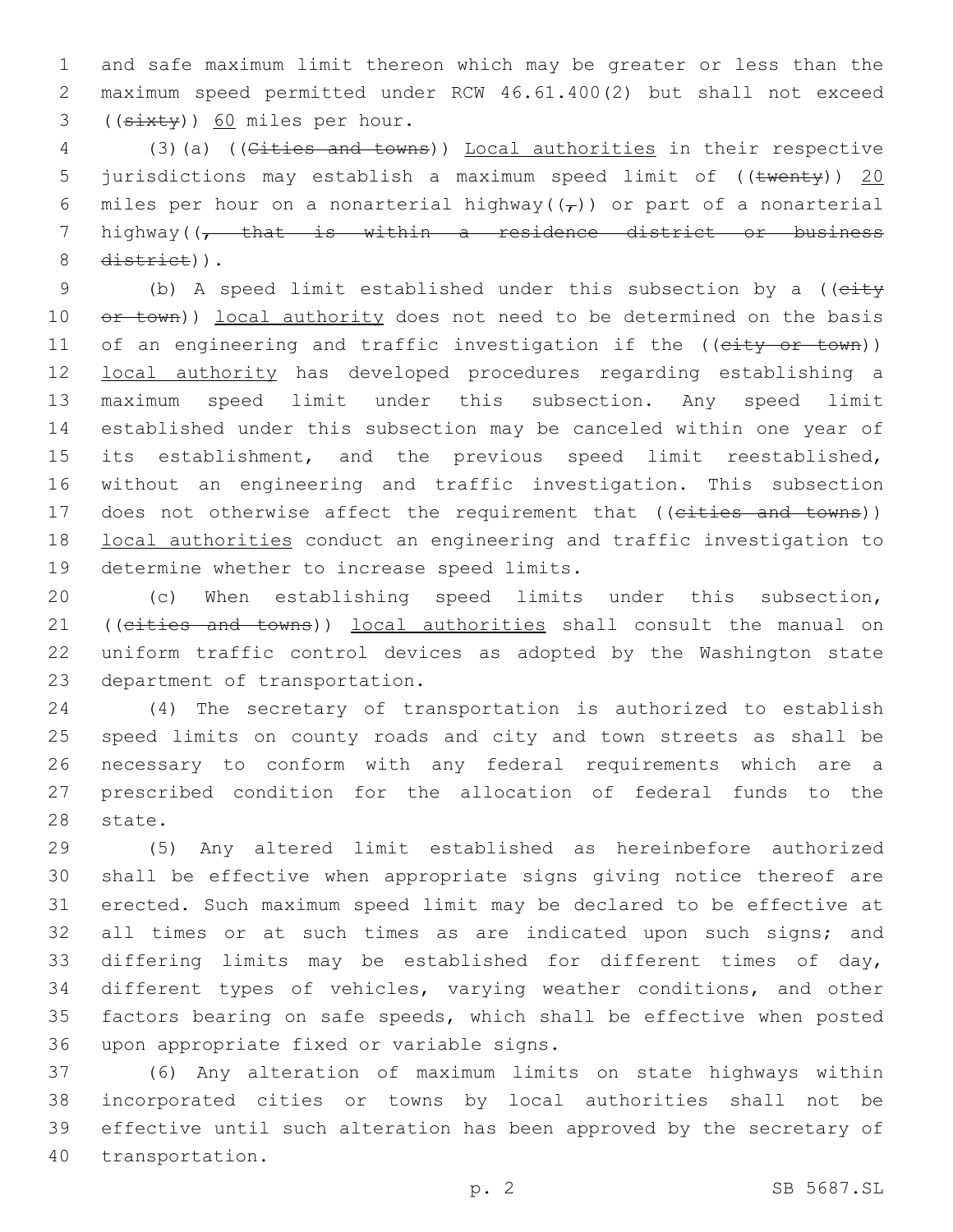and safe maximum limit thereon which may be greater or less than the maximum speed permitted under RCW 46.61.400(2) but shall not exceed ((~~sixty~~)) <u>60</u> miles per hour.

(3)(a) ((~~Cities and towns~~)) <u>Local authorities</u> in their respective jurisdictions may establish a maximum speed limit of ((~~twenty~~)) <u>20</u> miles per hour on a nonarterial highway((~~,~~)) or part of a nonarterial highway((~~, that is within a residence district or business district~~)).

(b) A speed limit established under this subsection by a ((~~city or town~~)) <u>local authority</u> does not need to be determined on the basis of an engineering and traffic investigation if the ((~~city or town~~)) <u>local authority</u> has developed procedures regarding establishing a maximum speed limit under this subsection. Any speed limit established under this subsection may be canceled within one year of its establishment, and the previous speed limit reestablished, without an engineering and traffic investigation. This subsection does not otherwise affect the requirement that ((~~cities and towns~~)) <u>local authorities</u> conduct an engineering and traffic investigation to determine whether to increase speed limits.

(c) When establishing speed limits under this subsection, ((~~cities and towns~~)) <u>local authorities</u> shall consult the manual on uniform traffic control devices as adopted by the Washington state department of transportation.

(4) The secretary of transportation is authorized to establish speed limits on county roads and city and town streets as shall be necessary to conform with any federal requirements which are a prescribed condition for the allocation of federal funds to the state.

(5) Any altered limit established as hereinbefore authorized shall be effective when appropriate signs giving notice thereof are erected. Such maximum speed limit may be declared to be effective at all times or at such times as are indicated upon such signs; and differing limits may be established for different times of day, different types of vehicles, varying weather conditions, and other factors bearing on safe speeds, which shall be effective when posted upon appropriate fixed or variable signs.

(6) Any alteration of maximum limits on state highways within incorporated cities or towns by local authorities shall not be effective until such alteration has been approved by the secretary of transportation.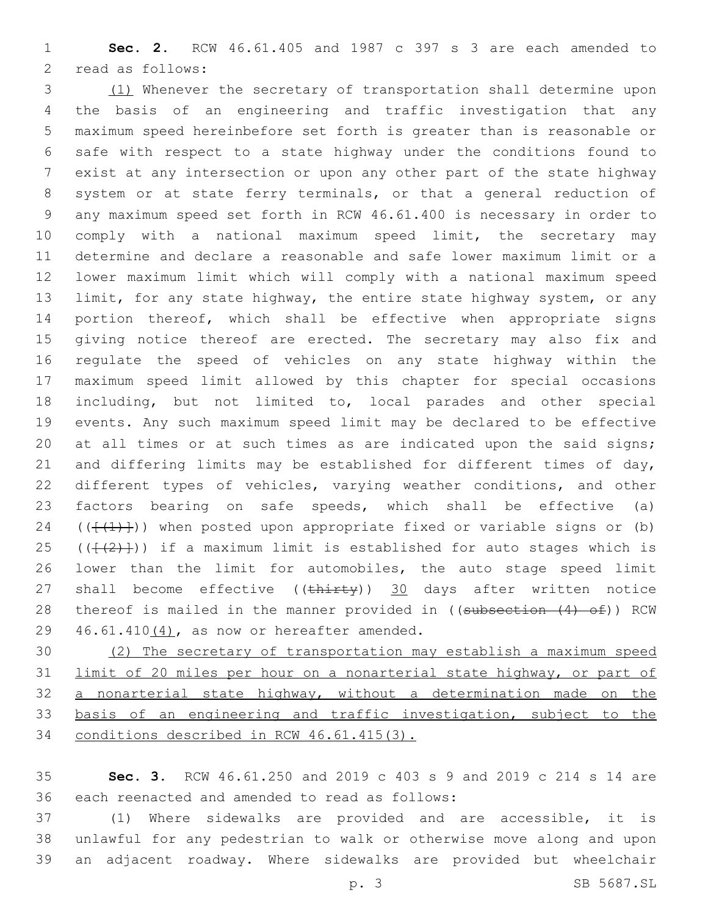**Sec. 2.** RCW 46.61.405 and 1987 c 397 s 3 are each amended to read as follows:

(1) Whenever the secretary of transportation shall determine upon the basis of an engineering and traffic investigation that any maximum speed hereinbefore set forth is greater than is reasonable or safe with respect to a state highway under the conditions found to exist at any intersection or upon any other part of the state highway system or at state ferry terminals, or that a general reduction of any maximum speed set forth in RCW 46.61.400 is necessary in order to comply with a national maximum speed limit, the secretary may determine and declare a reasonable and safe lower maximum limit or a lower maximum limit which will comply with a national maximum speed limit, for any state highway, the entire state highway system, or any portion thereof, which shall be effective when appropriate signs giving notice thereof are erected. The secretary may also fix and regulate the speed of vehicles on any state highway within the maximum speed limit allowed by this chapter for special occasions including, but not limited to, local parades and other special events. Any such maximum speed limit may be declared to be effective at all times or at such times as are indicated upon the said signs; and differing limits may be established for different times of day, different types of vehicles, varying weather conditions, and other factors bearing on safe speeds, which shall be effective (a) (([(1)])) when posted upon appropriate fixed or variable signs or (b) (([(2)])) if a maximum limit is established for auto stages which is lower than the limit for automobiles, the auto stage speed limit shall become effective ((thirty)) 30 days after written notice thereof is mailed in the manner provided in ((subsection (4) of)) RCW 46.61.410(4), as now or hereafter amended.

(2) The secretary of transportation may establish a maximum speed limit of 20 miles per hour on a nonarterial state highway, or part of a nonarterial state highway, without a determination made on the basis of an engineering and traffic investigation, subject to the conditions described in RCW 46.61.415(3).

**Sec. 3.** RCW 46.61.250 and 2019 c 403 s 9 and 2019 c 214 s 14 are each reenacted and amended to read as follows:

(1) Where sidewalks are provided and are accessible, it is unlawful for any pedestrian to walk or otherwise move along and upon an adjacent roadway. Where sidewalks are provided but wheelchair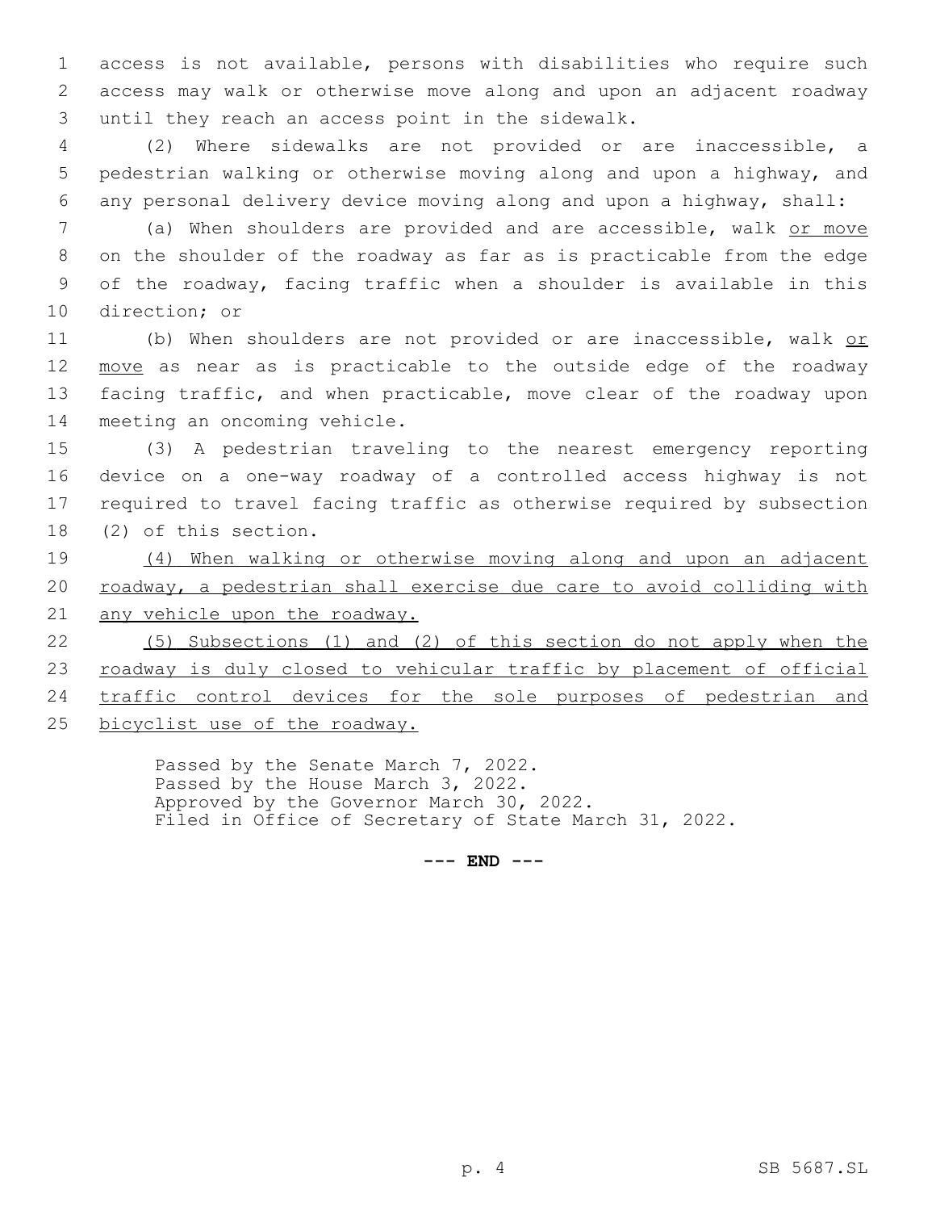access is not available, persons with disabilities who require such access may walk or otherwise move along and upon an adjacent roadway until they reach an access point in the sidewalk.

(2) Where sidewalks are not provided or are inaccessible, a pedestrian walking or otherwise moving along and upon a highway, and any personal delivery device moving along and upon a highway, shall:

(a) When shoulders are provided and are accessible, walk <u>or move</u> on the shoulder of the roadway as far as is practicable from the edge of the roadway, facing traffic when a shoulder is available in this direction; or

(b) When shoulders are not provided or are inaccessible, walk <u>or move</u> as near as is practicable to the outside edge of the roadway facing traffic, and when practicable, move clear of the roadway upon meeting an oncoming vehicle.

(3) A pedestrian traveling to the nearest emergency reporting device on a one-way roadway of a controlled access highway is not required to travel facing traffic as otherwise required by subsection (2) of this section.

<u>(4) When walking or otherwise moving along and upon an adjacent roadway, a pedestrian shall exercise due care to avoid colliding with any vehicle upon the roadway.</u>

<u>(5) Subsections (1) and (2) of this section do not apply when the roadway is duly closed to vehicular traffic by placement of official traffic control devices for the sole purposes of pedestrian and bicyclist use of the roadway.</u>

Passed by the Senate March 7, 2022.
Passed by the House March 3, 2022.
Approved by the Governor March 30, 2022.
Filed in Office of Secretary of State March 31, 2022.

**--- END ---**